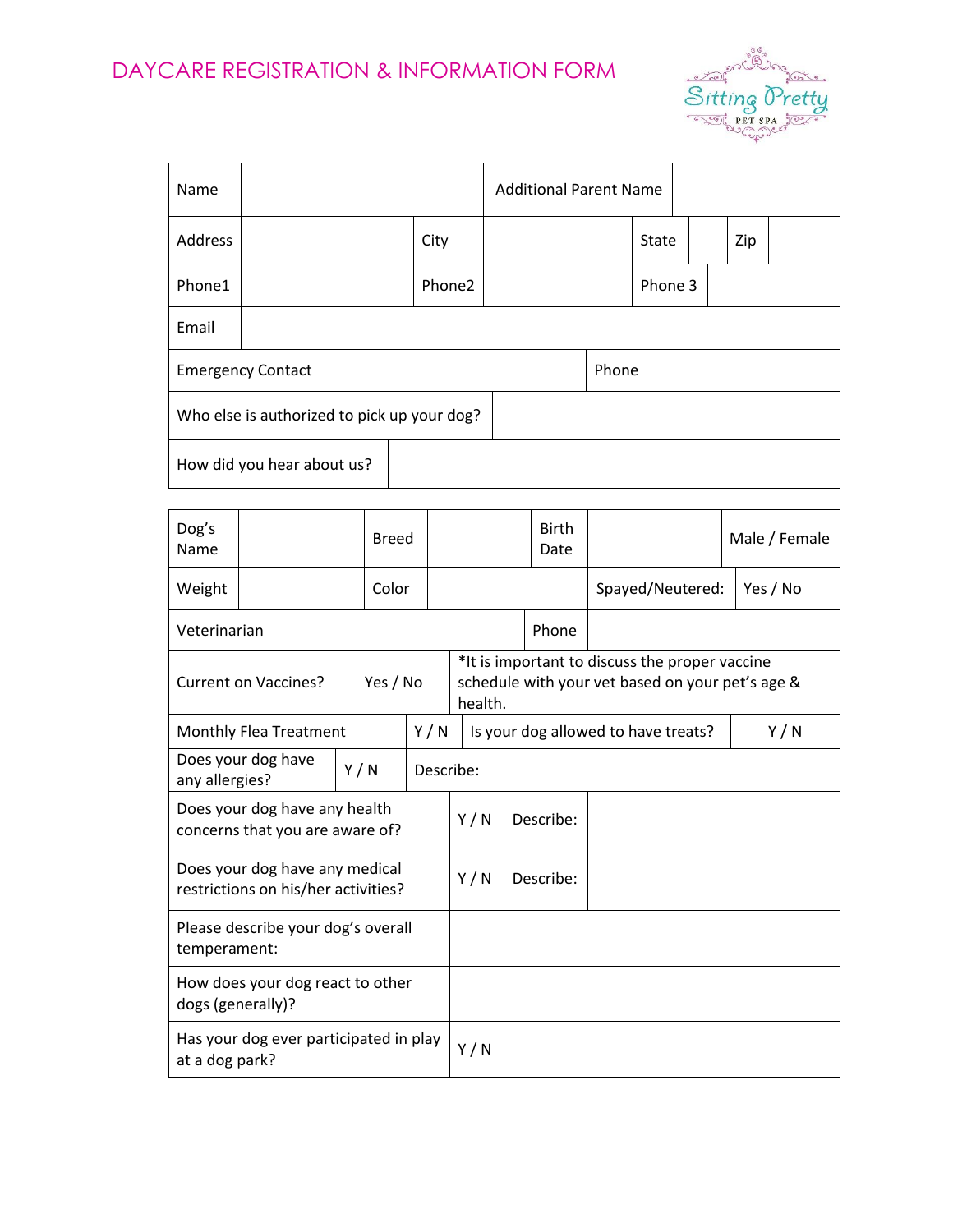# DAYCARE REGISTRATION & INFORMATION FORM

Sitting Pretty PET SPA

| Name | | Additional Parent Name | | | |
|---|---|---|---|---|---|
| Address | | City | | State | | Zip | |
| Phone1 | | Phone2 | | Phone 3 | |
| Email | | | | | |
| Emergency Contact | | Phone | | | |
| Who else is authorized to pick up your dog? | | | | | |
| How did you hear about us? | | | | | |

| Dog's Name | | Breed | | Birth Date | | Male / Female |
|---|---|---|---|---|---|---|
| Weight | | Color | | Spayed/Neutered: | Yes / No | |
| Veterinarian | | Phone | | | | |
| Current on Vaccines? | Yes / No | *It is important to discuss the proper vaccine schedule with your vet based on your pet's age & health. | | | | |
| Monthly Flea Treatment | Y / N | Is your dog allowed to have treats? | Y / N | | | |
| Does your dog have any allergies? | Y / N | Describe: | | | | |
| Does your dog have any health concerns that you are aware of? | Y / N | Describe: | | | | |
| Does your dog have any medical restrictions on his/her activities? | Y / N | Describe: | | | | |
| Please describe your dog's overall temperament: | | | | | | |
| How does your dog react to other dogs (generally)? | | | | | | |
| Has your dog ever participated in play at a dog park? | Y / N | | | | | |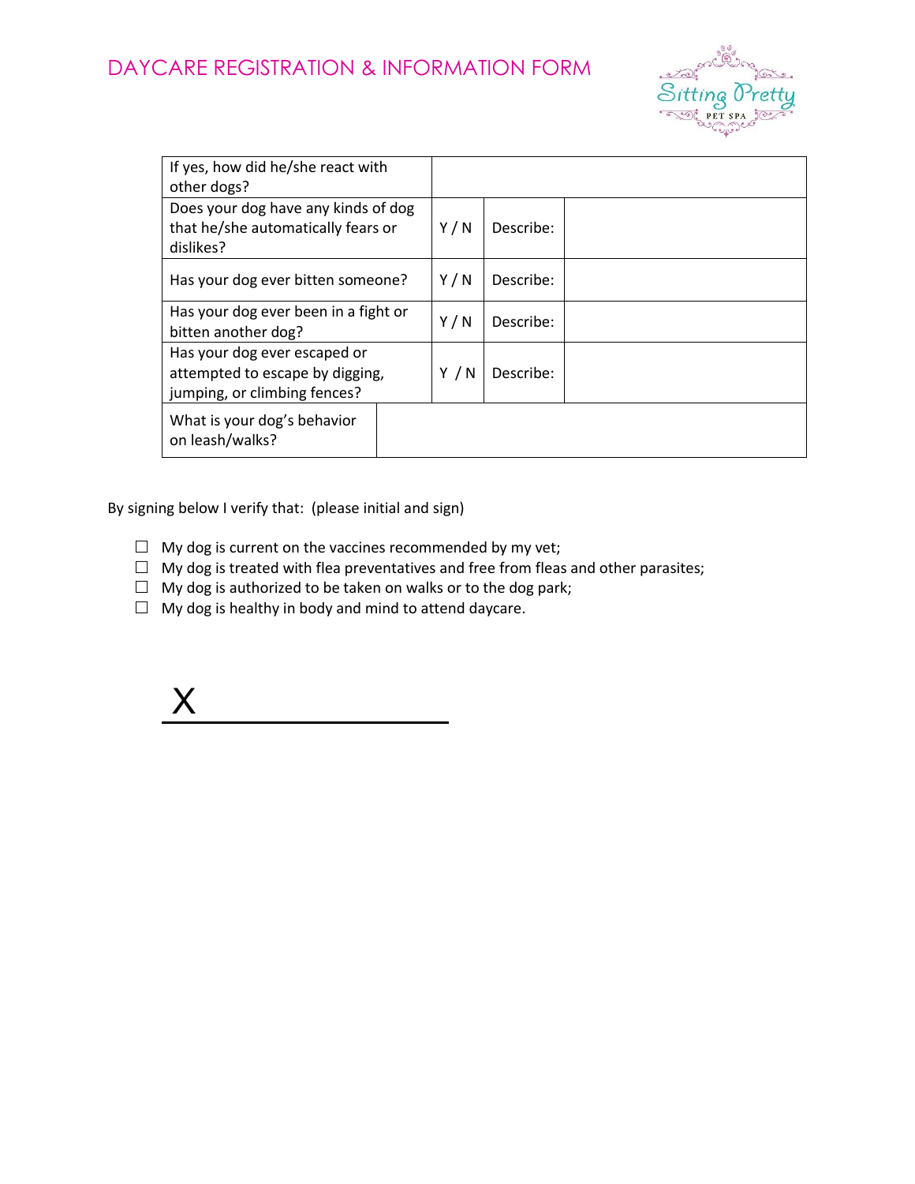# DAYCARE REGISTRATION & INFORMATION FORM

Sitting Pretty PET SPA

| | | | |
|---|---|---|---|
| If yes, how did he/she react with other dogs? | | | |
| Does your dog have any kinds of dog that he/she automatically fears or dislikes? | Y / N | Describe: | |
| Has your dog ever bitten someone? | Y / N | Describe: | |
| Has your dog ever been in a fight or bitten another dog? | Y / N | Describe: | |
| Has your dog ever escaped or attempted to escape by digging, jumping, or climbing fences? | Y / N | Describe: | |
| What is your dog's behavior on leash/walks? | | | |

By signing below I verify that: (please initial and sign)

- ☐ My dog is current on the vaccines recommended by my vet;
- ☐ My dog is treated with flea preventatives and free from fleas and other parasites;
- ☐ My dog is authorized to be taken on walks or to the dog park;
- ☐ My dog is healthy in body and mind to attend daycare.

X ____________________